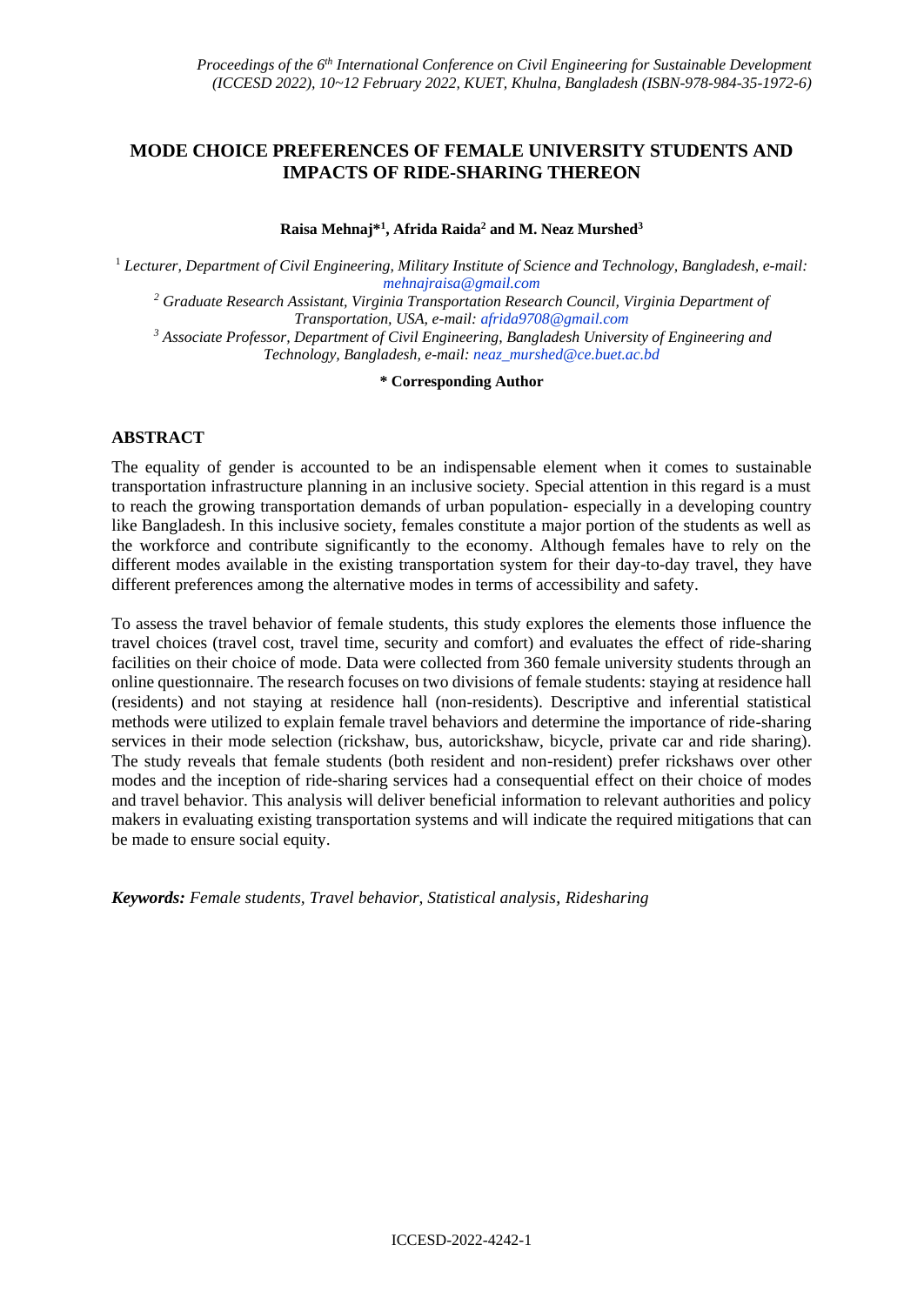# MODE CHOICE PREFERENCES OF FEMALE UNIVERSITY STUDENTS AND IMPACTS OF RIDE-SHARING THEREON

**Raisa Mehnaj*[1], Afrida Raida[2] and M. Neaz Murshed[3]**

[1] *Lecturer, Department of Civil Engineering, Military Institute of Science and Technology, Bangladesh, e-mail: mehnajraisa@gmail.com*

[2] *Graduate Research Assistant, Virginia Transportation Research Council, Virginia Department of Transportation, USA, e-mail: afrida9708@gmail.com*

[3] *Associate Professor, Department of Civil Engineering, Bangladesh University of Engineering and Technology, Bangladesh, e-mail: neaz_murshed@ce.buet.ac.bd*

**\* Corresponding Author**

## ABSTRACT

The equality of gender is accounted to be an indispensable element when it comes to sustainable transportation infrastructure planning in an inclusive society. Special attention in this regard is a must to reach the growing transportation demands of urban population- especially in a developing country like Bangladesh. In this inclusive society, females constitute a major portion of the students as well as the workforce and contribute significantly to the economy. Although females have to rely on the different modes available in the existing transportation system for their day-to-day travel, they have different preferences among the alternative modes in terms of accessibility and safety.

To assess the travel behavior of female students, this study explores the elements those influence the travel choices (travel cost, travel time, security and comfort) and evaluates the effect of ride-sharing facilities on their choice of mode. Data were collected from 360 female university students through an online questionnaire. The research focuses on two divisions of female students: staying at residence hall (residents) and not staying at residence hall (non-residents). Descriptive and inferential statistical methods were utilized to explain female travel behaviors and determine the importance of ride-sharing services in their mode selection (rickshaw, bus, autorickshaw, bicycle, private car and ride sharing). The study reveals that female students (both resident and non-resident) prefer rickshaws over other modes and the inception of ride-sharing services had a consequential effect on their choice of modes and travel behavior. This analysis will deliver beneficial information to relevant authorities and policy makers in evaluating existing transportation systems and will indicate the required mitigations that can be made to ensure social equity.

***Keywords:*** *Female students, Travel behavior, Statistical analysis, Ridesharing*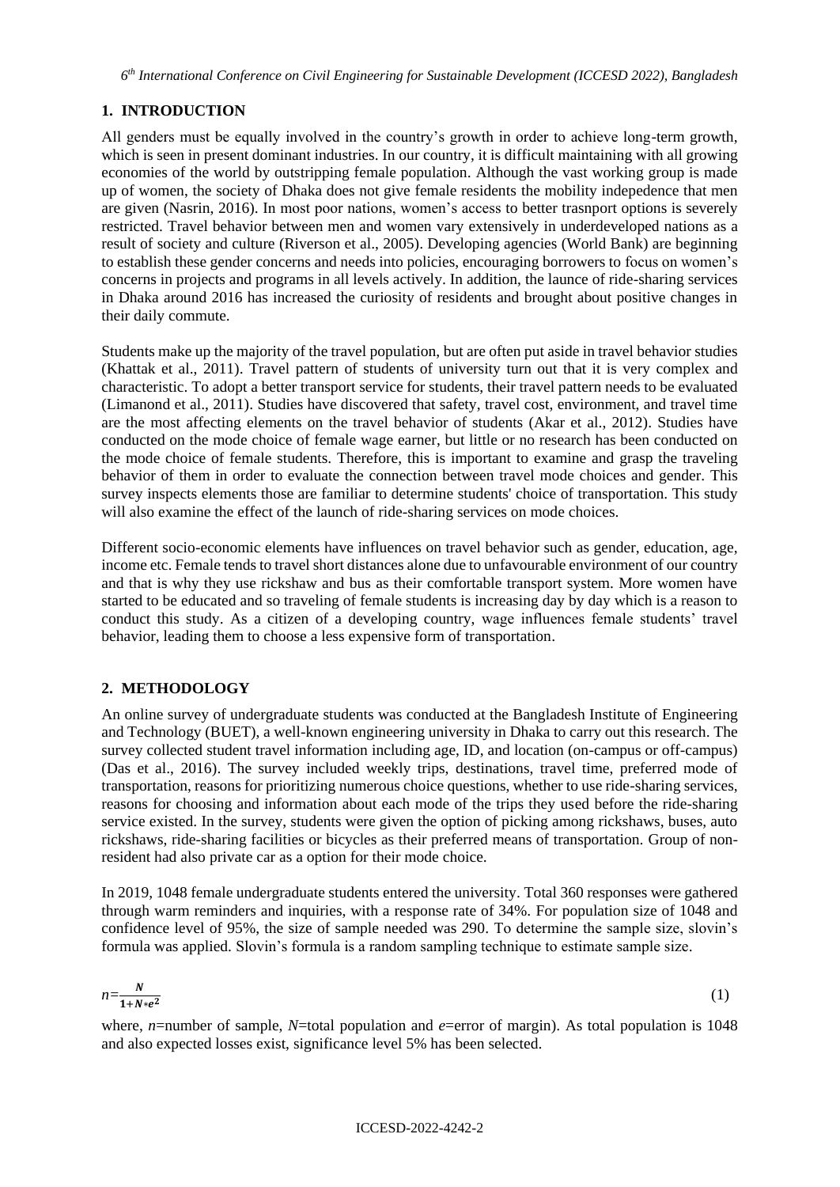## 1. INTRODUCTION

All genders must be equally involved in the country's growth in order to achieve long-term growth, which is seen in present dominant industries. In our country, it is difficult maintaining with all growing economies of the world by outstripping female population. Although the vast working group is made up of women, the society of Dhaka does not give female residents the mobility indepedence that men are given (Nasrin, 2016). In most poor nations, women's access to better trasnport options is severely restricted. Travel behavior between men and women vary extensively in underdeveloped nations as a result of society and culture (Riverson et al., 2005). Developing agencies (World Bank) are beginning to establish these gender concerns and needs into policies, encouraging borrowers to focus on women's concerns in projects and programs in all levels actively. In addition, the launce of ride-sharing services in Dhaka around 2016 has increased the curiosity of residents and brought about positive changes in their daily commute.

Students make up the majority of the travel population, but are often put aside in travel behavior studies (Khattak et al., 2011). Travel pattern of students of university turn out that it is very complex and characteristic. To adopt a better transport service for students, their travel pattern needs to be evaluated (Limanond et al., 2011). Studies have discovered that safety, travel cost, environment, and travel time are the most affecting elements on the travel behavior of students (Akar et al., 2012). Studies have conducted on the mode choice of female wage earner, but little or no research has been conducted on the mode choice of female students. Therefore, this is important to examine and grasp the traveling behavior of them in order to evaluate the connection between travel mode choices and gender. This survey inspects elements those are familiar to determine students' choice of transportation. This study will also examine the effect of the launch of ride-sharing services on mode choices.

Different socio-economic elements have influences on travel behavior such as gender, education, age, income etc. Female tends to travel short distances alone due to unfavourable environment of our country and that is why they use rickshaw and bus as their comfortable transport system. More women have started to be educated and so traveling of female students is increasing day by day which is a reason to conduct this study. As a citizen of a developing country, wage influences female students' travel behavior, leading them to choose a less expensive form of transportation.

## 2. METHODOLOGY

An online survey of undergraduate students was conducted at the Bangladesh Institute of Engineering and Technology (BUET), a well-known engineering university in Dhaka to carry out this research. The survey collected student travel information including age, ID, and location (on-campus or off-campus) (Das et al., 2016). The survey included weekly trips, destinations, travel time, preferred mode of transportation, reasons for prioritizing numerous choice questions, whether to use ride-sharing services, reasons for choosing and information about each mode of the trips they used before the ride-sharing service existed. In the survey, students were given the option of picking among rickshaws, buses, auto rickshaws, ride-sharing facilities or bicycles as their preferred means of transportation. Group of non-resident had also private car as a option for their mode choice.

In 2019, 1048 female undergraduate students entered the university. Total 360 responses were gathered through warm reminders and inquiries, with a response rate of 34%. For population size of 1048 and confidence level of 95%, the size of sample needed was 290. To determine the sample size, slovin's formula was applied. Slovin's formula is a random sampling technique to estimate sample size.

$$n=\frac{N}{1+N*e^2} \tag{1}$$

where, $n$=number of sample, $N$=total population and $e$=error of margin). As total population is 1048 and also expected losses exist, significance level 5% has been selected.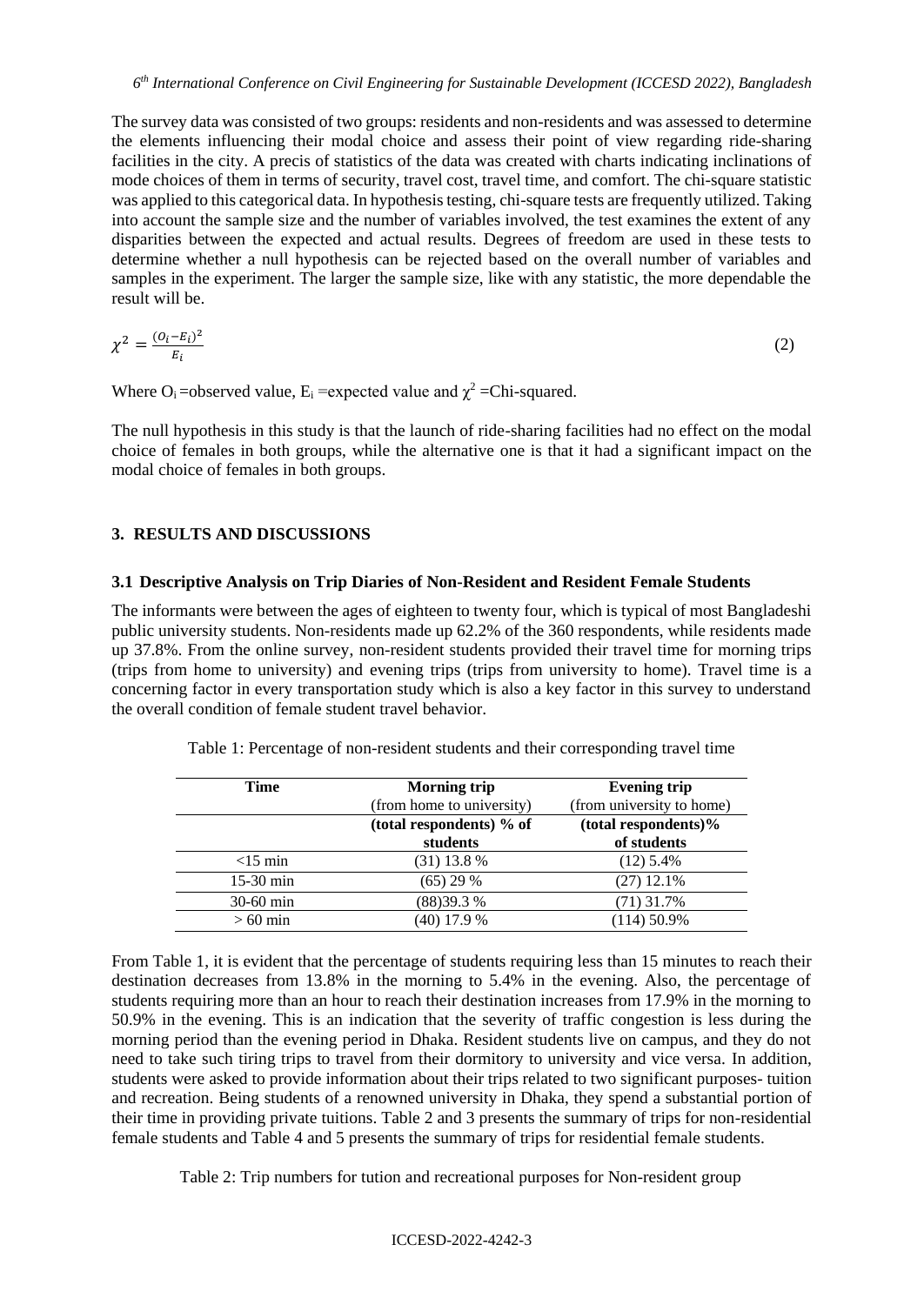The survey data was consisted of two groups: residents and non-residents and was assessed to determine the elements influencing their modal choice and assess their point of view regarding ride-sharing facilities in the city. A precis of statistics of the data was created with charts indicating inclinations of mode choices of them in terms of security, travel cost, travel time, and comfort. The chi-square statistic was applied to this categorical data. In hypothesis testing, chi-square tests are frequently utilized. Taking into account the sample size and the number of variables involved, the test examines the extent of any disparities between the expected and actual results. Degrees of freedom are used in these tests to determine whether a null hypothesis can be rejected based on the overall number of variables and samples in the experiment. The larger the sample size, like with any statistic, the more dependable the result will be.

$$\chi^2 = \frac{(O_i - E_i)^2}{E_i} \tag{2}$$

Where $O_i$ =observed value, $E_i$ =expected value and $\chi^2$ =Chi-squared.

The null hypothesis in this study is that the launch of ride-sharing facilities had no effect on the modal choice of females in both groups, while the alternative one is that it had a significant impact on the modal choice of females in both groups.

## 3. RESULTS AND DISCUSSIONS

### 3.1 Descriptive Analysis on Trip Diaries of Non-Resident and Resident Female Students

The informants were between the ages of eighteen to twenty four, which is typical of most Bangladeshi public university students. Non-residents made up 62.2% of the 360 respondents, while residents made up 37.8%. From the online survey, non-resident students provided their travel time for morning trips (trips from home to university) and evening trips (trips from university to home). Travel time is a concerning factor in every transportation study which is also a key factor in this survey to understand the overall condition of female student travel behavior.

Table 1: Percentage of non-resident students and their corresponding travel time

| Time | Morning trip (from home to university) | Evening trip (from university to home) |
|---|---|---|
| | (total respondents) % of students | (total respondents)% of students |
| <15 min | (31) 13.8 % | (12) 5.4% |
| 15-30 min | (65) 29 % | (27) 12.1% |
| 30-60 min | (88)39.3 % | (71) 31.7% |
| > 60 min | (40) 17.9 % | (114) 50.9% |

From Table 1, it is evident that the percentage of students requiring less than 15 minutes to reach their destination decreases from 13.8% in the morning to 5.4% in the evening. Also, the percentage of students requiring more than an hour to reach their destination increases from 17.9% in the morning to 50.9% in the evening. This is an indication that the severity of traffic congestion is less during the morning period than the evening period in Dhaka. Resident students live on campus, and they do not need to take such tiring trips to travel from their dormitory to university and vice versa. In addition, students were asked to provide information about their trips related to two significant purposes- tuition and recreation. Being students of a renowned university in Dhaka, they spend a substantial portion of their time in providing private tuitions. Table 2 and 3 presents the summary of trips for non-residential female students and Table 4 and 5 presents the summary of trips for residential female students.

Table 2: Trip numbers for tution and recreational purposes for Non-resident group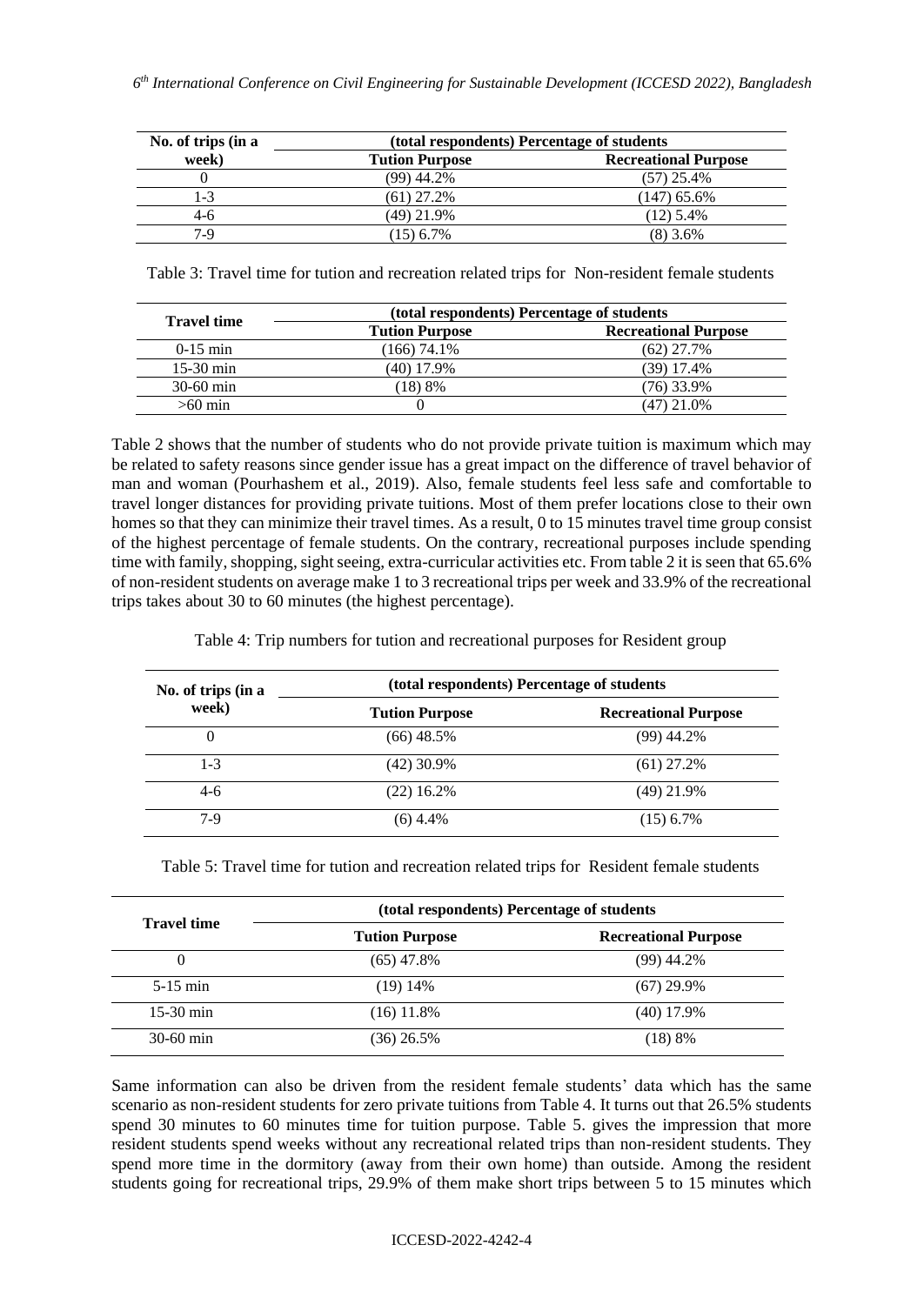| No. of trips (in a week) | (total respondents) Percentage of students | |
|---|---|---|
| | Tution Purpose | Recreational Purpose |
| 0 | (99) 44.2% | (57) 25.4% |
| 1-3 | (61) 27.2% | (147) 65.6% |
| 4-6 | (49) 21.9% | (12) 5.4% |
| 7-9 | (15) 6.7% | (8) 3.6% |

Table 3: Travel time for tution and recreation related trips for Non-resident female students

| Travel time | (total respondents) Percentage of students | |
|---|---|---|
| | Tution Purpose | Recreational Purpose |
| 0-15 min | (166) 74.1% | (62) 27.7% |
| 15-30 min | (40) 17.9% | (39) 17.4% |
| 30-60 min | (18) 8% | (76) 33.9% |
| >60 min | 0 | (47) 21.0% |

Table 2 shows that the number of students who do not provide private tuition is maximum which may be related to safety reasons since gender issue has a great impact on the difference of travel behavior of man and woman (Pourhashem et al., 2019). Also, female students feel less safe and comfortable to travel longer distances for providing private tuitions. Most of them prefer locations close to their own homes so that they can minimize their travel times. As a result, 0 to 15 minutes travel time group consist of the highest percentage of female students. On the contrary, recreational purposes include spending time with family, shopping, sight seeing, extra-curricular activities etc. From table 2 it is seen that 65.6% of non-resident students on average make 1 to 3 recreational trips per week and 33.9% of the recreational trips takes about 30 to 60 minutes (the highest percentage).

Table 4: Trip numbers for tution and recreational purposes for Resident group

| No. of trips (in a week) | (total respondents) Percentage of students | |
|---|---|---|
| | Tution Purpose | Recreational Purpose |
| 0 | (66) 48.5% | (99) 44.2% |
| 1-3 | (42) 30.9% | (61) 27.2% |
| 4-6 | (22) 16.2% | (49) 21.9% |
| 7-9 | (6) 4.4% | (15) 6.7% |

Table 5: Travel time for tution and recreation related trips for Resident female students

| Travel time | (total respondents) Percentage of students | |
|---|---|---|
| | Tution Purpose | Recreational Purpose |
| 0 | (65) 47.8% | (99) 44.2% |
| 5-15 min | (19) 14% | (67) 29.9% |
| 15-30 min | (16) 11.8% | (40) 17.9% |
| 30-60 min | (36) 26.5% | (18) 8% |

Same information can also be driven from the resident female students' data which has the same scenario as non-resident students for zero private tuitions from Table 4. It turns out that 26.5% students spend 30 minutes to 60 minutes time for tuition purpose. Table 5. gives the impression that more resident students spend weeks without any recreational related trips than non-resident students. They spend more time in the dormitory (away from their own home) than outside. Among the resident students going for recreational trips, 29.9% of them make short trips between 5 to 15 minutes which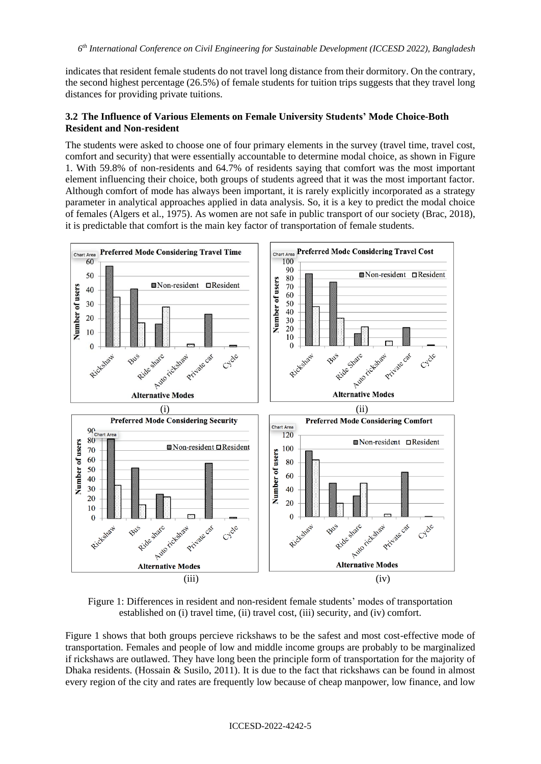indicates that resident female students do not travel long distance from their dormitory. On the contrary, the second highest percentage (26.5%) of female students for tuition trips suggests that they travel long distances for providing private tuitions.

### 3.2 The Influence of Various Elements on Female University Students' Mode Choice-Both Resident and Non-resident

The students were asked to choose one of four primary elements in the survey (travel time, travel cost, comfort and security) that were essentially accountable to determine modal choice, as shown in Figure 1. With 59.8% of non-residents and 64.7% of residents saying that comfort was the most important element influencing their choice, both groups of students agreed that it was the most important factor. Although comfort of mode has always been important, it is rarely explicitly incorporated as a strategy parameter in analytical approaches applied in data analysis. So, it is a key to predict the modal choice of females (Algers et al., 1975). As women are not safe in public transport of our society (Brac, 2018), it is predictable that comfort is the main key factor of transportation of female students.

Figure 1: Differences in resident and non-resident female students' modes of transportation established on (i) travel time, (ii) travel cost, (iii) security, and (iv) comfort.

Figure 1 shows that both groups percieve rickshaws to be the safest and most cost-effective mode of transportation. Females and people of low and middle income groups are probably to be marginalized if rickshaws are outlawed. They have long been the principle form of transportation for the majority of Dhaka residents. (Hossain & Susilo, 2011). It is due to the fact that rickshaws can be found in almost every region of the city and rates are frequently low because of cheap manpower, low finance, and low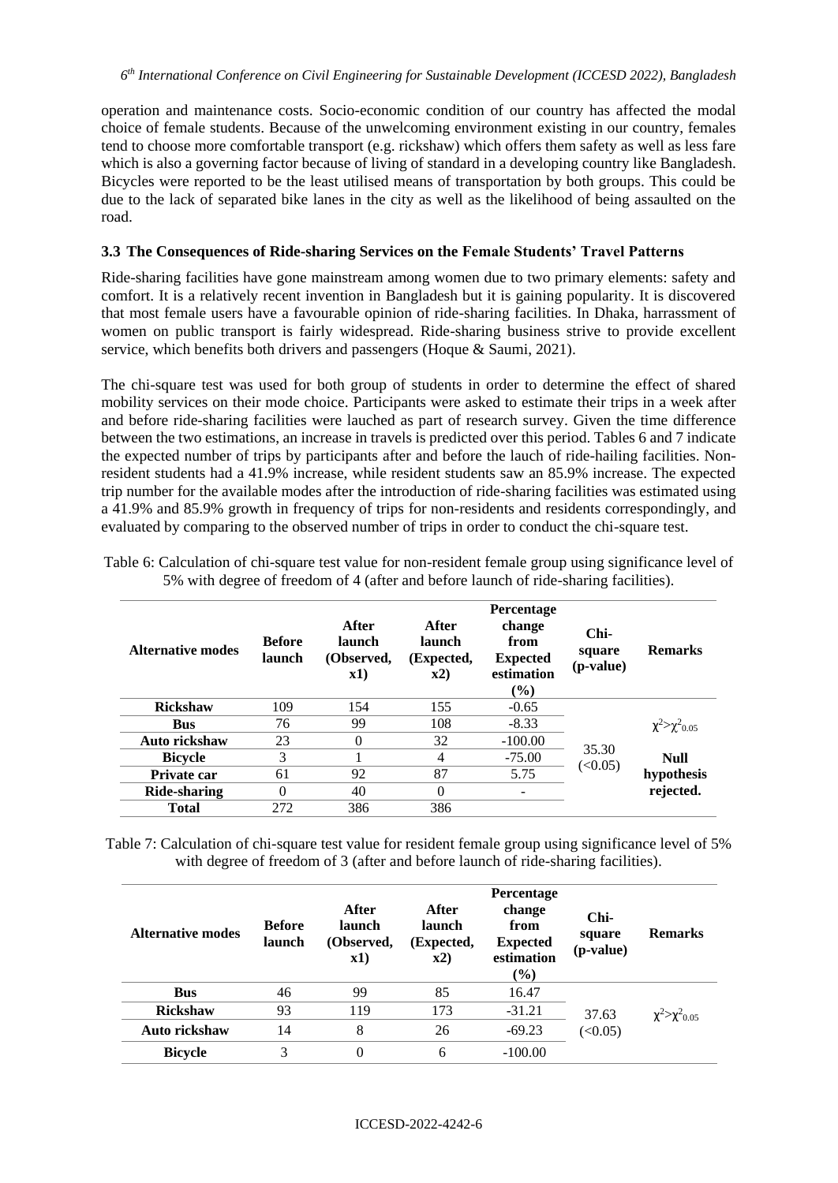operation and maintenance costs. Socio-economic condition of our country has affected the modal choice of female students. Because of the unwelcoming environment existing in our country, females tend to choose more comfortable transport (e.g. rickshaw) which offers them safety as well as less fare which is also a governing factor because of living of standard in a developing country like Bangladesh. Bicycles were reported to be the least utilised means of transportation by both groups. This could be due to the lack of separated bike lanes in the city as well as the likelihood of being assaulted on the road.

### 3.3 The Consequences of Ride-sharing Services on the Female Students' Travel Patterns

Ride-sharing facilities have gone mainstream among women due to two primary elements: safety and comfort. It is a relatively recent invention in Bangladesh but it is gaining popularity. It is discovered that most female users have a favourable opinion of ride-sharing facilities. In Dhaka, harrassment of women on public transport is fairly widespread. Ride-sharing business strive to provide excellent service, which benefits both drivers and passengers (Hoque & Saumi, 2021).

The chi-square test was used for both group of students in order to determine the effect of shared mobility services on their mode choice. Participants were asked to estimate their trips in a week after and before ride-sharing facilities were lauched as part of research survey. Given the time difference between the two estimations, an increase in travels is predicted over this period. Tables 6 and 7 indicate the expected number of trips by participants after and before the lauch of ride-hailing facilities. Non-resident students had a 41.9% increase, while resident students saw an 85.9% increase. The expected trip number for the available modes after the introduction of ride-sharing facilities was estimated using a 41.9% and 85.9% growth in frequency of trips for non-residents and residents correspondingly, and evaluated by comparing to the observed number of trips in order to conduct the chi-square test.

Table 6: Calculation of chi-square test value for non-resident female group using significance level of 5% with degree of freedom of 4 (after and before launch of ride-sharing facilities).

| Alternative modes | Before launch | After launch (Observed, x1) | After launch (Expected, x2) | Percentage change from Expected estimation (%) | Chi-square (p-value) | Remarks |
|---|---|---|---|---|---|---|
| **Rickshaw** | 109 | 154 | 155 | -0.65 | 35.30 (<0.05) | $\chi^2 > \chi^2_{0.05}$ **Null hypothesis rejected.** |
| **Bus** | 76 | 99 | 108 | -8.33 | | |
| **Auto rickshaw** | 23 | 0 | 32 | -100.00 | | |
| **Bicycle** | 3 | 1 | 4 | -75.00 | | |
| **Private car** | 61 | 92 | 87 | 5.75 | | |
| **Ride-sharing** | 0 | 40 | 0 | - | | |
| **Total** | 272 | 386 | 386 | | | |

Table 7: Calculation of chi-square test value for resident female group using significance level of 5% with degree of freedom of 3 (after and before launch of ride-sharing facilities).

| Alternative modes | Before launch | After launch (Observed, x1) | After launch (Expected, x2) | Percentage change from Expected estimation (%) | Chi-square (p-value) | Remarks |
|---|---|---|---|---|---|---|
| **Bus** | 46 | 99 | 85 | 16.47 | 37.63 (<0.05) | $\chi^2 > \chi^2_{0.05}$ |
| **Rickshaw** | 93 | 119 | 173 | -31.21 | | |
| **Auto rickshaw** | 14 | 8 | 26 | -69.23 | | |
| **Bicycle** | 3 | 0 | 6 | -100.00 | | |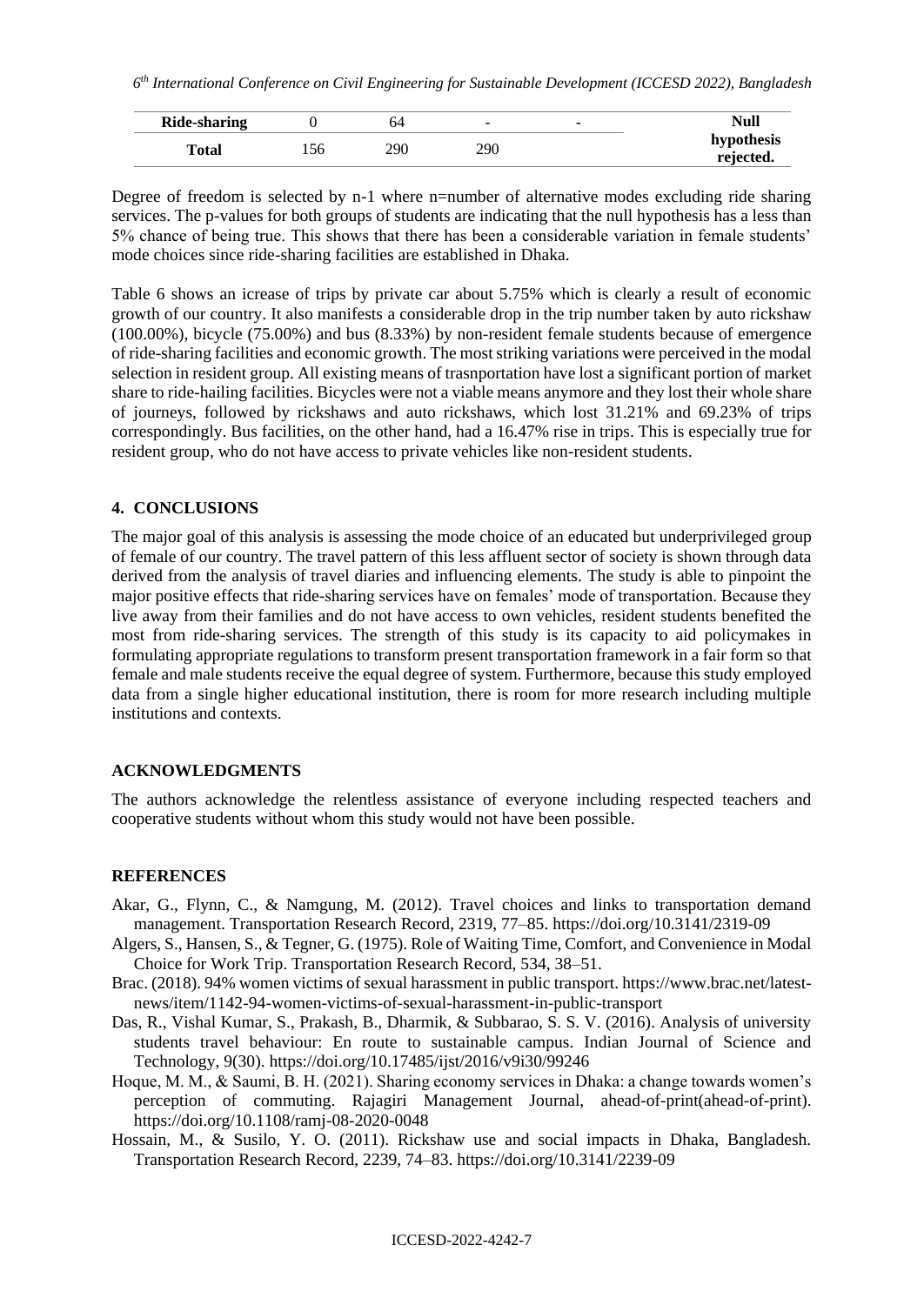| Ride-sharing | 0 | 64 | - | - | Null hypothesis rejected. |
|---|---|---|---|---|---|
| Total | 156 | 290 | 290 | | |

Degree of freedom is selected by n-1 where n=number of alternative modes excluding ride sharing services. The p-values for both groups of students are indicating that the null hypothesis has a less than 5% chance of being true. This shows that there has been a considerable variation in female students' mode choices since ride-sharing facilities are established in Dhaka.

Table 6 shows an icrease of trips by private car about 5.75% which is clearly a result of economic growth of our country. It also manifests a considerable drop in the trip number taken by auto rickshaw (100.00%), bicycle (75.00%) and bus (8.33%) by non-resident female students because of emergence of ride-sharing facilities and economic growth. The most striking variations were perceived in the modal selection in resident group. All existing means of trasnportation have lost a significant portion of market share to ride-hailing facilities. Bicycles were not a viable means anymore and they lost their whole share of journeys, followed by rickshaws and auto rickshaws, which lost 31.21% and 69.23% of trips correspondingly. Bus facilities, on the other hand, had a 16.47% rise in trips. This is especially true for resident group, who do not have access to private vehicles like non-resident students.

## 4. CONCLUSIONS

The major goal of this analysis is assessing the mode choice of an educated but underprivileged group of female of our country. The travel pattern of this less affluent sector of society is shown through data derived from the analysis of travel diaries and influencing elements. The study is able to pinpoint the major positive effects that ride-sharing services have on females' mode of transportation. Because they live away from their families and do not have access to own vehicles, resident students benefited the most from ride-sharing services. The strength of this study is its capacity to aid policymakes in formulating appropriate regulations to transform present transportation framework in a fair form so that female and male students receive the equal degree of system. Furthermore, because this study employed data from a single higher educational institution, there is room for more research including multiple institutions and contexts.

## ACKNOWLEDGMENTS

The authors acknowledge the relentless assistance of everyone including respected teachers and cooperative students without whom this study would not have been possible.

## REFERENCES

Akar, G., Flynn, C., & Namgung, M. (2012). Travel choices and links to transportation demand management. Transportation Research Record, 2319, 77–85. https://doi.org/10.3141/2319-09

Algers, S., Hansen, S., & Tegner, G. (1975). Role of Waiting Time, Comfort, and Convenience in Modal Choice for Work Trip. Transportation Research Record, 534, 38–51.

Brac. (2018). 94% women victims of sexual harassment in public transport. https://www.brac.net/latest-news/item/1142-94-women-victims-of-sexual-harassment-in-public-transport

Das, R., Vishal Kumar, S., Prakash, B., Dharmik, & Subbarao, S. S. V. (2016). Analysis of university students travel behaviour: En route to sustainable campus. Indian Journal of Science and Technology, 9(30). https://doi.org/10.17485/ijst/2016/v9i30/99246

Hoque, M. M., & Saumi, B. H. (2021). Sharing economy services in Dhaka: a change towards women's perception of commuting. Rajagiri Management Journal, ahead-of-print(ahead-of-print). https://doi.org/10.1108/ramj-08-2020-0048

Hossain, M., & Susilo, Y. O. (2011). Rickshaw use and social impacts in Dhaka, Bangladesh. Transportation Research Record, 2239, 74–83. https://doi.org/10.3141/2239-09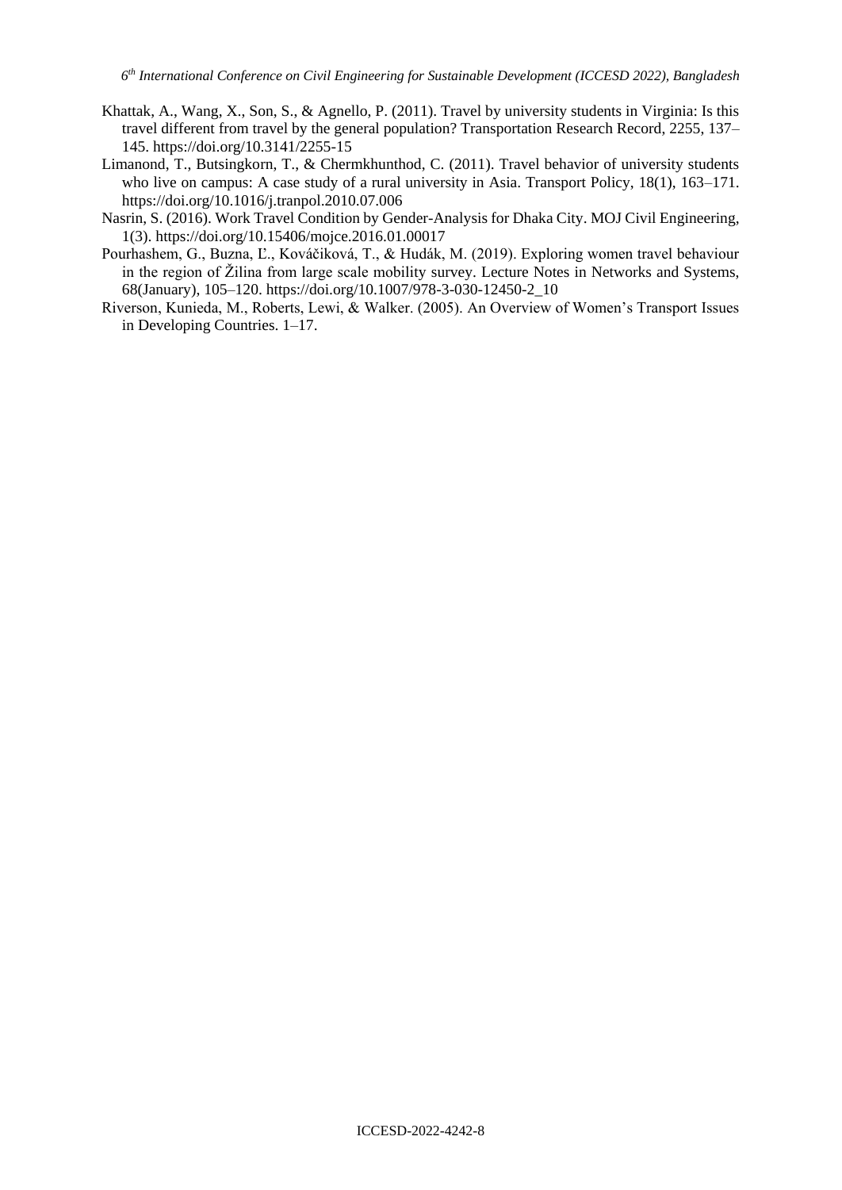Khattak, A., Wang, X., Son, S., & Agnello, P. (2011). Travel by university students in Virginia: Is this travel different from travel by the general population? Transportation Research Record, 2255, 137–145. https://doi.org/10.3141/2255-15

Limanond, T., Butsingkorn, T., & Chermkhunthod, C. (2011). Travel behavior of university students who live on campus: A case study of a rural university in Asia. Transport Policy, 18(1), 163–171. https://doi.org/10.1016/j.tranpol.2010.07.006

Nasrin, S. (2016). Work Travel Condition by Gender-Analysis for Dhaka City. MOJ Civil Engineering, 1(3). https://doi.org/10.15406/mojce.2016.01.00017

Pourhashem, G., Buzna, Ľ., Kováčiková, T., & Hudák, M. (2019). Exploring women travel behaviour in the region of Žilina from large scale mobility survey. Lecture Notes in Networks and Systems, 68(January), 105–120. https://doi.org/10.1007/978-3-030-12450-2_10

Riverson, Kunieda, M., Roberts, Lewi, & Walker. (2005). An Overview of Women's Transport Issues in Developing Countries. 1–17.